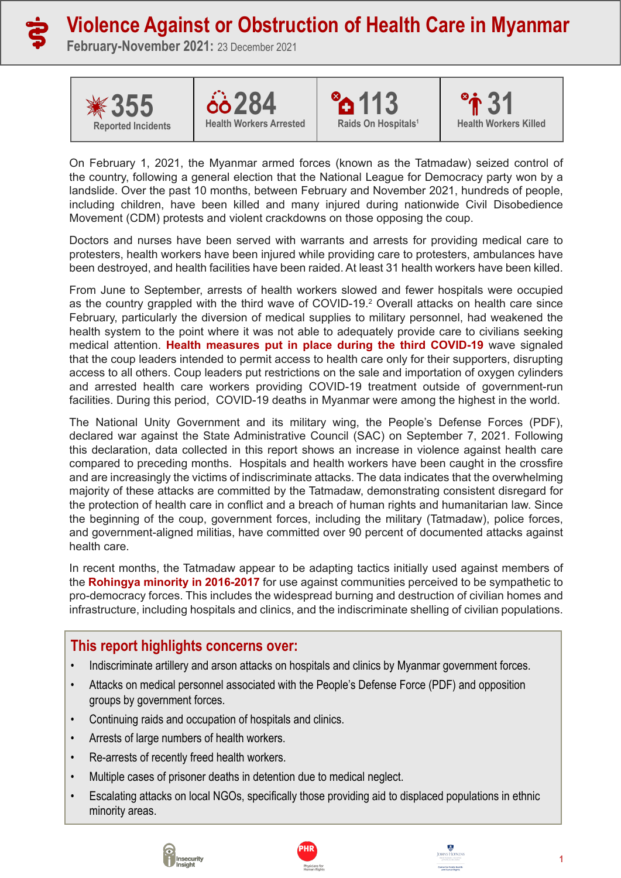# Violence Against or Obstruction of Health Care in Myanmar

**February-November 2021:** 23 December 2021

| 355 | 284 | 113 | 31 |
|---|---|---|---|
| Reported Incidents | Health Workers Arrested | Raids On Hospitals[1] | Health Workers Killed |

On February 1, 2021, the Myanmar armed forces (known as the Tatmadaw) seized control of the country, following a general election that the National League for Democracy party won by a landslide. Over the past 10 months, between February and November 2021, hundreds of people, including children, have been killed and many injured during nationwide Civil Disobedience Movement (CDM) protests and violent crackdowns on those opposing the coup.

Doctors and nurses have been served with warrants and arrests for providing medical care to protesters, health workers have been injured while providing care to protesters, ambulances have been destroyed, and health facilities have been raided. At least 31 health workers have been killed.

From June to September, arrests of health workers slowed and fewer hospitals were occupied as the country grappled with the third wave of COVID-19.[2] Overall attacks on health care since February, particularly the diversion of medical supplies to military personnel, had weakened the health system to the point where it was not able to adequately provide care to civilians seeking medical attention. **Health measures put in place during the third COVID-19** wave signaled that the coup leaders intended to permit access to health care only for their supporters, disrupting access to all others. Coup leaders put restrictions on the sale and importation of oxygen cylinders and arrested health care workers providing COVID-19 treatment outside of government-run facilities. During this period, COVID-19 deaths in Myanmar were among the highest in the world.

The National Unity Government and its military wing, the People's Defense Forces (PDF), declared war against the State Administrative Council (SAC) on September 7, 2021. Following this declaration, data collected in this report shows an increase in violence against health care compared to preceding months. Hospitals and health workers have been caught in the crossfire and are increasingly the victims of indiscriminate attacks. The data indicates that the overwhelming majority of these attacks are committed by the Tatmadaw, demonstrating consistent disregard for the protection of health care in conflict and a breach of human rights and humanitarian law. Since the beginning of the coup, government forces, including the military (Tatmadaw), police forces, and government-aligned militias, have committed over 90 percent of documented attacks against health care.

In recent months, the Tatmadaw appear to be adapting tactics initially used against members of the **Rohingya minority in 2016-2017** for use against communities perceived to be sympathetic to pro-democracy forces. This includes the widespread burning and destruction of civilian homes and infrastructure, including hospitals and clinics, and the indiscriminate shelling of civilian populations.

## This report highlights concerns over:

- Indiscriminate artillery and arson attacks on hospitals and clinics by Myanmar government forces.
- Attacks on medical personnel associated with the People's Defense Force (PDF) and opposition groups by government forces.
- Continuing raids and occupation of hospitals and clinics.
- Arrests of large numbers of health workers.
- Re-arrests of recently freed health workers.
- Multiple cases of prisoner deaths in detention due to medical neglect.
- Escalating attacks on local NGOs, specifically those providing aid to displaced populations in ethnic minority areas.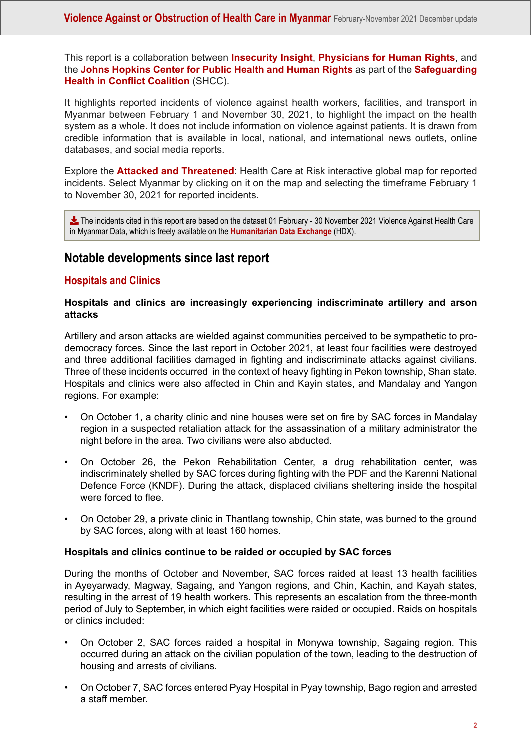This report is a collaboration between **Insecurity Insight**, **Physicians for Human Rights**, and the **Johns Hopkins Center for Public Health and Human Rights** as part of the **Safeguarding Health in Conflict Coalition** (SHCC).

It highlights reported incidents of violence against health workers, facilities, and transport in Myanmar between February 1 and November 30, 2021, to highlight the impact on the health system as a whole. It does not include information on violence against patients. It is drawn from credible information that is available in local, national, and international news outlets, online databases, and social media reports.

Explore the **Attacked and Threatened**: Health Care at Risk interactive global map for reported incidents. Select Myanmar by clicking on it on the map and selecting the timeframe February 1 to November 30, 2021 for reported incidents.

> The incidents cited in this report are based on the dataset 01 February - 30 November 2021 Violence Against Health Care in Myanmar Data, which is freely available on the **Humanitarian Data Exchange** (HDX).

## Notable developments since last report

### Hospitals and Clinics

**Hospitals and clinics are increasingly experiencing indiscriminate artillery and arson attacks**

Artillery and arson attacks are wielded against communities perceived to be sympathetic to pro-democracy forces. Since the last report in October 2021, at least four facilities were destroyed and three additional facilities damaged in fighting and indiscriminate attacks against civilians. Three of these incidents occurred in the context of heavy fighting in Pekon township, Shan state. Hospitals and clinics were also affected in Chin and Kayin states, and Mandalay and Yangon regions. For example:

- On October 1, a charity clinic and nine houses were set on fire by SAC forces in Mandalay region in a suspected retaliation attack for the assassination of a military administrator the night before in the area. Two civilians were also abducted.
- On October 26, the Pekon Rehabilitation Center, a drug rehabilitation center, was indiscriminately shelled by SAC forces during fighting with the PDF and the Karenni National Defence Force (KNDF). During the attack, displaced civilians sheltering inside the hospital were forced to flee.
- On October 29, a private clinic in Thantlang township, Chin state, was burned to the ground by SAC forces, along with at least 160 homes.

**Hospitals and clinics continue to be raided or occupied by SAC forces**

During the months of October and November, SAC forces raided at least 13 health facilities in Ayeyarwady, Magway, Sagaing, and Yangon regions, and Chin, Kachin, and Kayah states, resulting in the arrest of 19 health workers. This represents an escalation from the three-month period of July to September, in which eight facilities were raided or occupied. Raids on hospitals or clinics included:

- On October 2, SAC forces raided a hospital in Monywa township, Sagaing region. This occurred during an attack on the civilian population of the town, leading to the destruction of housing and arrests of civilians.
- On October 7, SAC forces entered Pyay Hospital in Pyay township, Bago region and arrested a staff member.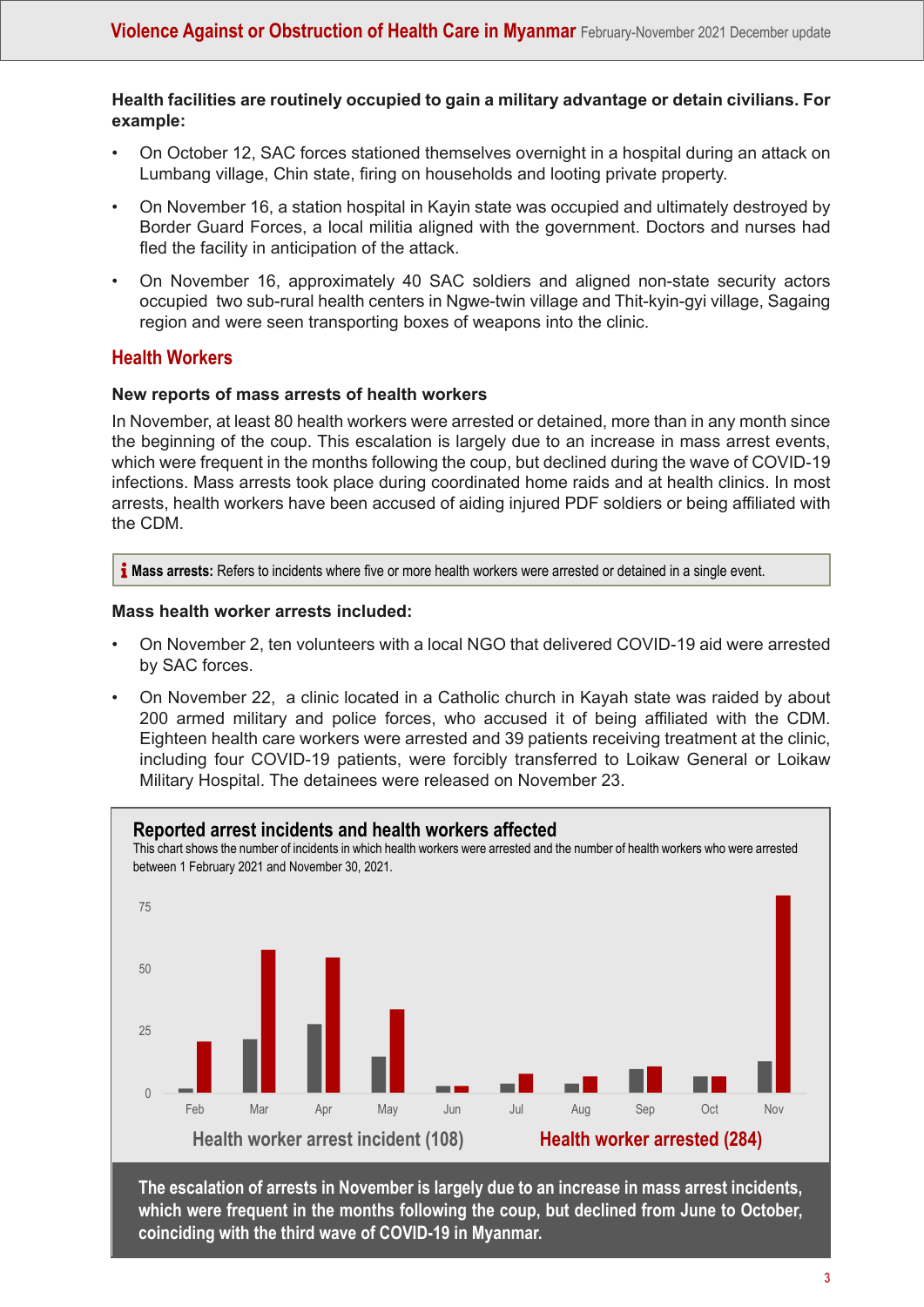**Health facilities are routinely occupied to gain a military advantage or detain civilians. For example:**

- On October 12, SAC forces stationed themselves overnight in a hospital during an attack on Lumbang village, Chin state, firing on households and looting private property.
- On November 16, a station hospital in Kayin state was occupied and ultimately destroyed by Border Guard Forces, a local militia aligned with the government. Doctors and nurses had fled the facility in anticipation of the attack.
- On November 16, approximately 40 SAC soldiers and aligned non-state security actors occupied two sub-rural health centers in Ngwe-twin village and Thit-kyin-gyi village, Sagaing region and were seen transporting boxes of weapons into the clinic.

## Health Workers

### New reports of mass arrests of health workers

In November, at least 80 health workers were arrested or detained, more than in any month since the beginning of the coup. This escalation is largely due to an increase in mass arrest events, which were frequent in the months following the coup, but declined during the wave of COVID-19 infections. Mass arrests took place during coordinated home raids and at health clinics. In most arrests, health workers have been accused of aiding injured PDF soldiers or being affiliated with the CDM.

> **Mass arrests:** Refers to incidents where five or more health workers were arrested or detained in a single event.

**Mass health worker arrests included:**

- On November 2, ten volunteers with a local NGO that delivered COVID-19 aid were arrested by SAC forces.
- On November 22, a clinic located in a Catholic church in Kayah state was raided by about 200 armed military and police forces, who accused it of being affiliated with the CDM. Eighteen health care workers were arrested and 39 patients receiving treatment at the clinic, including four COVID-19 patients, were forcibly transferred to Loikaw General or Loikaw Military Hospital. The detainees were released on November 23.

### Reported arrest incidents and health workers affected

This chart shows the number of incidents in which health workers were arrested and the number of health workers who were arrested between 1 February 2021 and November 30, 2021.

Feb, Mar, Apr, May, Jun, Jul, Aug, Sep, Oct, Nov

Health worker arrest incident (108) — Health worker arrested (284)

**The escalation of arrests in November is largely due to an increase in mass arrest incidents, which were frequent in the months following the coup, but declined from June to October, coinciding with the third wave of COVID-19 in Myanmar.**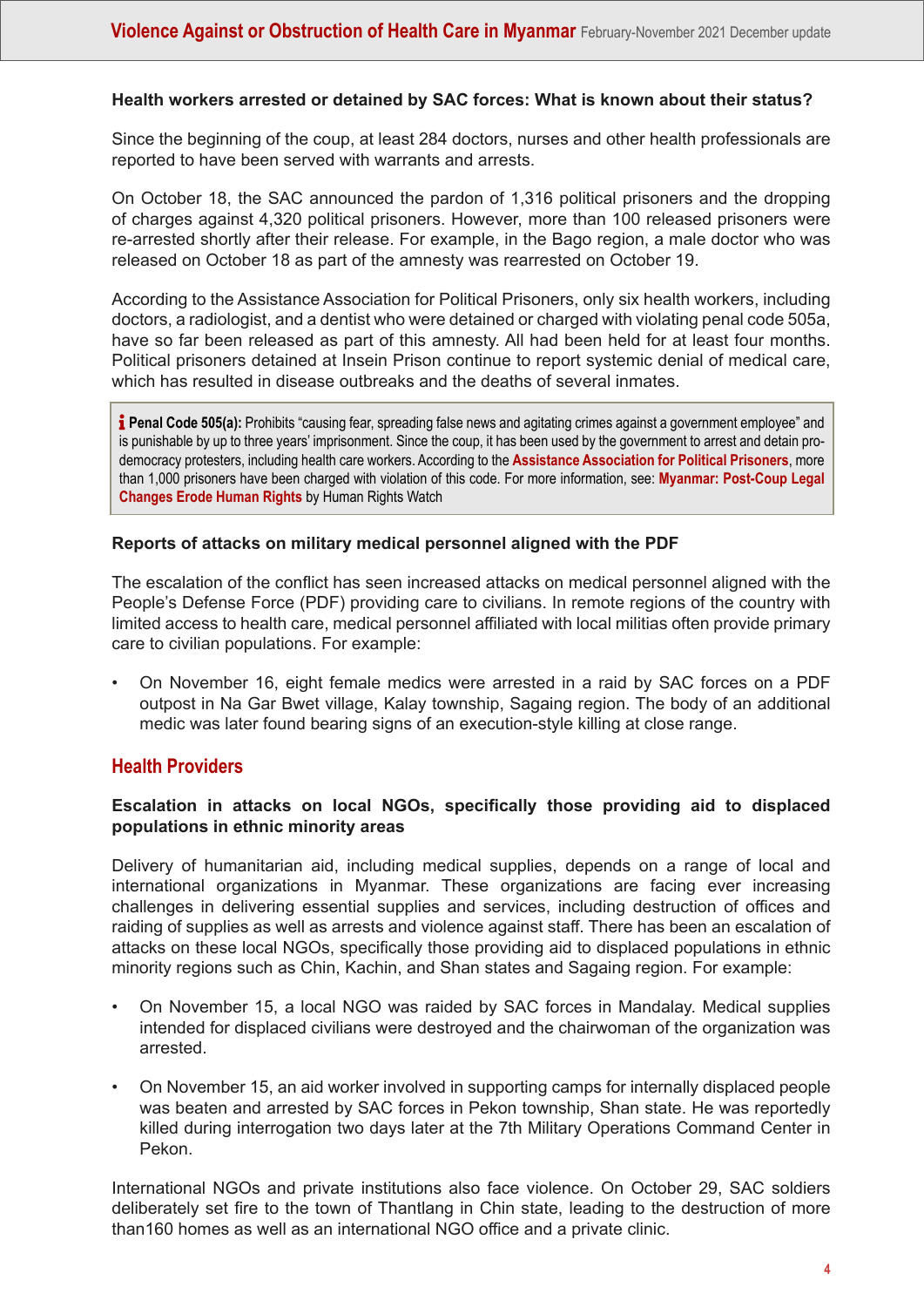**Health workers arrested or detained by SAC forces: What is known about their status?**

Since the beginning of the coup, at least 284 doctors, nurses and other health professionals are reported to have been served with warrants and arrests.

On October 18, the SAC announced the pardon of 1,316 political prisoners and the dropping of charges against 4,320 political prisoners. However, more than 100 released prisoners were re-arrested shortly after their release. For example, in the Bago region, a male doctor who was released on October 18 as part of the amnesty was rearrested on October 19.

According to the Assistance Association for Political Prisoners, only six health workers, including doctors, a radiologist, and a dentist who were detained or charged with violating penal code 505a, have so far been released as part of this amnesty. All had been held for at least four months. Political prisoners detained at Insein Prison continue to report systemic denial of medical care, which has resulted in disease outbreaks and the deaths of several inmates.

> **Penal Code 505(a):** Prohibits "causing fear, spreading false news and agitating crimes against a government employee" and is punishable by up to three years' imprisonment. Since the coup, it has been used by the government to arrest and detain pro-democracy protesters, including health care workers. According to the **Assistance Association for Political Prisoners**, more than 1,000 prisoners have been charged with violation of this code. For more information, see: **Myanmar: Post-Coup Legal Changes Erode Human Rights** by Human Rights Watch

**Reports of attacks on military medical personnel aligned with the PDF**

The escalation of the conflict has seen increased attacks on medical personnel aligned with the People's Defense Force (PDF) providing care to civilians. In remote regions of the country with limited access to health care, medical personnel affiliated with local militias often provide primary care to civilian populations. For example:

- On November 16, eight female medics were arrested in a raid by SAC forces on a PDF outpost in Na Gar Bwet village, Kalay township, Sagaing region. The body of an additional medic was later found bearing signs of an execution-style killing at close range.

## Health Providers

**Escalation in attacks on local NGOs, specifically those providing aid to displaced populations in ethnic minority areas**

Delivery of humanitarian aid, including medical supplies, depends on a range of local and international organizations in Myanmar. These organizations are facing ever increasing challenges in delivering essential supplies and services, including destruction of offices and raiding of supplies as well as arrests and violence against staff. There has been an escalation of attacks on these local NGOs, specifically those providing aid to displaced populations in ethnic minority regions such as Chin, Kachin, and Shan states and Sagaing region. For example:

- On November 15, a local NGO was raided by SAC forces in Mandalay. Medical supplies intended for displaced civilians were destroyed and the chairwoman of the organization was arrested.
- On November 15, an aid worker involved in supporting camps for internally displaced people was beaten and arrested by SAC forces in Pekon township, Shan state. He was reportedly killed during interrogation two days later at the 7th Military Operations Command Center in Pekon.

International NGOs and private institutions also face violence. On October 29, SAC soldiers deliberately set fire to the town of Thantlang in Chin state, leading to the destruction of more than160 homes as well as an international NGO office and a private clinic.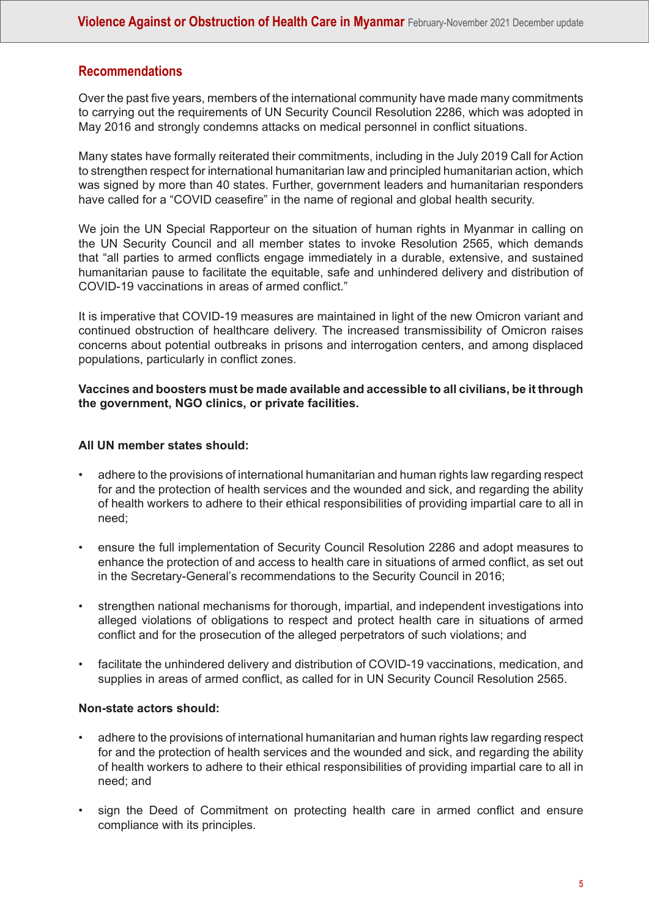## Recommendations

Over the past five years, members of the international community have made many commitments to carrying out the requirements of UN Security Council Resolution 2286, which was adopted in May 2016 and strongly condemns attacks on medical personnel in conflict situations.

Many states have formally reiterated their commitments, including in the July 2019 Call for Action to strengthen respect for international humanitarian law and principled humanitarian action, which was signed by more than 40 states. Further, government leaders and humanitarian responders have called for a "COVID ceasefire" in the name of regional and global health security.

We join the UN Special Rapporteur on the situation of human rights in Myanmar in calling on the UN Security Council and all member states to invoke Resolution 2565, which demands that "all parties to armed conflicts engage immediately in a durable, extensive, and sustained humanitarian pause to facilitate the equitable, safe and unhindered delivery and distribution of COVID-19 vaccinations in areas of armed conflict."

It is imperative that COVID-19 measures are maintained in light of the new Omicron variant and continued obstruction of healthcare delivery. The increased transmissibility of Omicron raises concerns about potential outbreaks in prisons and interrogation centers, and among displaced populations, particularly in conflict zones.

**Vaccines and boosters must be made available and accessible to all civilians, be it through the government, NGO clinics, or private facilities.**

**All UN member states should:**

- adhere to the provisions of international humanitarian and human rights law regarding respect for and the protection of health services and the wounded and sick, and regarding the ability of health workers to adhere to their ethical responsibilities of providing impartial care to all in need;
- ensure the full implementation of Security Council Resolution 2286 and adopt measures to enhance the protection of and access to health care in situations of armed conflict, as set out in the Secretary-General's recommendations to the Security Council in 2016;
- strengthen national mechanisms for thorough, impartial, and independent investigations into alleged violations of obligations to respect and protect health care in situations of armed conflict and for the prosecution of the alleged perpetrators of such violations; and
- facilitate the unhindered delivery and distribution of COVID-19 vaccinations, medication, and supplies in areas of armed conflict, as called for in UN Security Council Resolution 2565.

**Non-state actors should:**

- adhere to the provisions of international humanitarian and human rights law regarding respect for and the protection of health services and the wounded and sick, and regarding the ability of health workers to adhere to their ethical responsibilities of providing impartial care to all in need; and
- sign the Deed of Commitment on protecting health care in armed conflict and ensure compliance with its principles.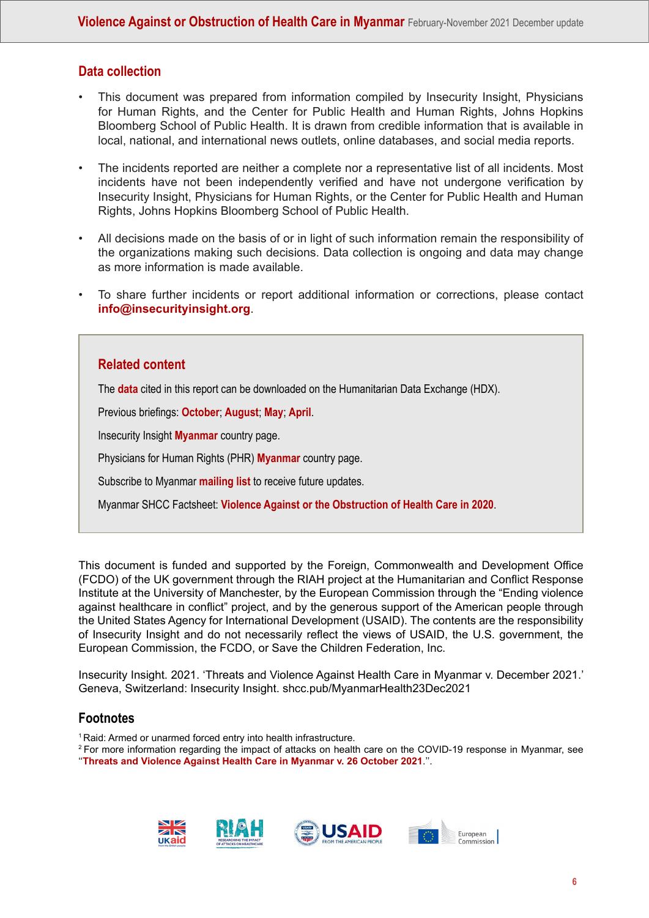## Data collection

- This document was prepared from information compiled by Insecurity Insight, Physicians for Human Rights, and the Center for Public Health and Human Rights, Johns Hopkins Bloomberg School of Public Health. It is drawn from credible information that is available in local, national, and international news outlets, online databases, and social media reports.
- The incidents reported are neither a complete nor a representative list of all incidents. Most incidents have not been independently verified and have not undergone verification by Insecurity Insight, Physicians for Human Rights, or the Center for Public Health and Human Rights, Johns Hopkins Bloomberg School of Public Health.
- All decisions made on the basis of or in light of such information remain the responsibility of the organizations making such decisions. Data collection is ongoing and data may change as more information is made available.
- To share further incidents or report additional information or corrections, please contact **info@insecurityinsight.org**.

### Related content

The **data** cited in this report can be downloaded on the Humanitarian Data Exchange (HDX).

Previous briefings: **October**; **August**; **May**; **April**.

Insecurity Insight **Myanmar** country page.

Physicians for Human Rights (PHR) **Myanmar** country page.

Subscribe to Myanmar **mailing list** to receive future updates.

Myanmar SHCC Factsheet: **Violence Against or the Obstruction of Health Care in 2020**.

This document is funded and supported by the Foreign, Commonwealth and Development Office (FCDO) of the UK government through the RIAH project at the Humanitarian and Conflict Response Institute at the University of Manchester, by the European Commission through the "Ending violence against healthcare in conflict" project, and by the generous support of the American people through the United States Agency for International Development (USAID). The contents are the responsibility of Insecurity Insight and do not necessarily reflect the views of USAID, the U.S. government, the European Commission, the FCDO, or Save the Children Federation, Inc.

Insecurity Insight. 2021. 'Threats and Violence Against Health Care in Myanmar v. December 2021.' Geneva, Switzerland: Insecurity Insight. shcc.pub/MyanmarHealth23Dec2021

## Footnotes

[1] Raid: Armed or unarmed forced entry into health infrastructure.

[2] For more information regarding the impact of attacks on health care on the COVID-19 response in Myanmar, see "**Threats and Violence Against Health Care in Myanmar v. 26 October 2021**.".